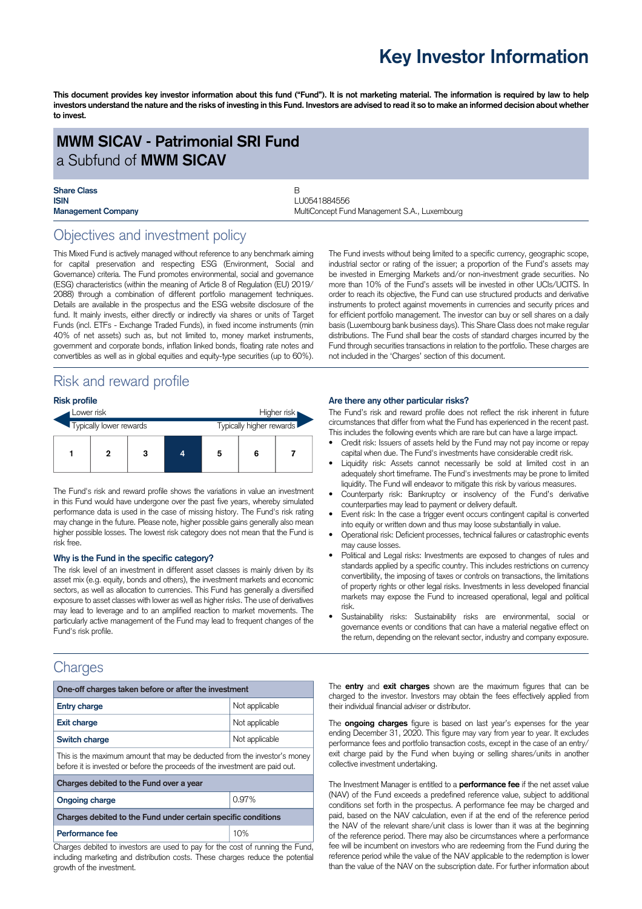# Key Investor Information

**This document provides key investor information about this fund ("Fund"). It is not marketing material. The information is required by law to help investors understand the nature and the risks of investing in this Fund. Investors are advised to read it so to make an informed decision about whether to invest.**

## MWM SICAV - Patrimonial SRI Fund
a Subfund of **MWM SICAV**

| | |
|---|---|
| **Share Class** | B |
| **ISIN** | LU0541884556 |
| **Management Company** | MultiConcept Fund Management S.A., Luxembourg |

## Objectives and investment policy

This Mixed Fund is actively managed without reference to any benchmark aiming for capital preservation and respecting ESG (Environment, Social and Governance) criteria. The Fund promotes environmental, social and governance (ESG) characteristics (within the meaning of Article 8 of Regulation (EU) 2019/2088) through a combination of different portfolio management techniques. Details are available in the prospectus and the ESG website disclosure of the fund. It mainly invests, either directly or indirectly via shares or units of Target Funds (incl. ETFs - Exchange Traded Funds), in fixed income instruments (min 40% of net assets) such as, but not limited to, money market instruments, government and corporate bonds, inflation linked bonds, floating rate notes and convertibles as well as in global equities and equity-type securities (up to 60%).

The Fund invests without being limited to a specific currency, geographic scope, industrial sector or rating of the issuer; a proportion of the Fund's assets may be invested in Emerging Markets and/or non-investment grade securities. No more than 10% of the Fund's assets will be invested in other UCIs/UCITS. In order to reach its objective, the Fund can use structured products and derivative instruments to protect against movements in currencies and security prices and for efficient portfolio management. The investor can buy or sell shares on a daily basis (Luxembourg bank business days). This Share Class does not make regular distributions. The Fund shall bear the costs of standard charges incurred by the Fund through securities transactions in relation to the portfolio. These charges are not included in the 'Charges' section of this document.

## Risk and reward profile

### Risk profile

Lower risk — Higher risk
Typically lower rewards — Typically higher rewards

| 1 | 2 | 3 | **4** | 5 | 6 | 7 |
|---|---|---|---|---|---|---|

The Fund's risk and reward profile shows the variations in value an investment in this Fund would have undergone over the past five years, whereby simulated performance data is used in the case of missing history. The Fund's risk rating may change in the future. Please note, higher possible gains generally also mean higher possible losses. The lowest risk category does not mean that the Fund is risk free.

### Why is the Fund in the specific category?

The risk level of an investment in different asset classes is mainly driven by its asset mix (e.g. equity, bonds and others), the investment markets and economic sectors, as well as allocation to currencies. This Fund has generally a diversified exposure to asset classes with lower as well as higher risks. The use of derivatives may lead to leverage and to an amplified reaction to market movements. The particularly active management of the Fund may lead to frequent changes of the Fund's risk profile.

### Are there any other particular risks?

The Fund's risk and reward profile does not reflect the risk inherent in future circumstances that differ from what the Fund has experienced in the recent past. This includes the following events which are rare but can have a large impact.

- Credit risk: Issuers of assets held by the Fund may not pay income or repay capital when due. The Fund's investments have considerable credit risk.
- Liquidity risk: Assets cannot necessarily be sold at limited cost in an adequately short timeframe. The Fund's investments may be prone to limited liquidity. The Fund will endeavor to mitigate this risk by various measures.
- Counterparty risk: Bankruptcy or insolvency of the Fund's derivative counterparties may lead to payment or delivery default.
- Event risk: In the case a trigger event occurs contingent capital is converted into equity or written down and thus may loose substantially in value.
- Operational risk: Deficient processes, technical failures or catastrophic events may cause losses.
- Political and Legal risks: Investments are exposed to changes of rules and standards applied by a specific country. This includes restrictions on currency convertibility, the imposing of taxes or controls on transactions, the limitations of property rights or other legal risks. Investments in less developed financial markets may expose the Fund to increased operational, legal and political risk.
- Sustainability risks: Sustainability risks are environmental, social or governance events or conditions that can have a material negative effect on the return, depending on the relevant sector, industry and company exposure.

## Charges

| One-off charges taken before or after the investment | |
|---|---|
| **Entry charge** | Not applicable |
| **Exit charge** | Not applicable |
| **Switch charge** | Not applicable |
| This is the maximum amount that may be deducted from the investor's money before it is invested or before the proceeds of the investment are paid out. | |
| **Charges debited to the Fund over a year** | |
| **Ongoing charge** | 0.97% |
| **Charges debited to the Fund under certain specific conditions** | |
| **Performance fee** | 10% |

Charges debited to investors are used to pay for the cost of running the Fund, including marketing and distribution costs. These charges reduce the potential growth of the investment.

The **entry** and **exit charges** shown are the maximum figures that can be charged to the investor. Investors may obtain the fees effectively applied from their individual financial adviser or distributor.

The **ongoing charges** figure is based on last year's expenses for the year ending December 31, 2020. This figure may vary from year to year. It excludes performance fees and portfolio transaction costs, except in the case of an entry/exit charge paid by the Fund when buying or selling shares/units in another collective investment undertaking.

The Investment Manager is entitled to a **performance fee** if the net asset value (NAV) of the Fund exceeds a predefined reference value, subject to additional conditions set forth in the prospectus. A performance fee may be charged and paid, based on the NAV calculation, even if at the end of the reference period the NAV of the relevant share/unit class is lower than it was at the beginning of the reference period. There may also be circumstances where a performance fee will be incumbent on investors who are redeeming from the Fund during the reference period while the value of the NAV applicable to the redemption is lower than the value of the NAV on the subscription date. For further information about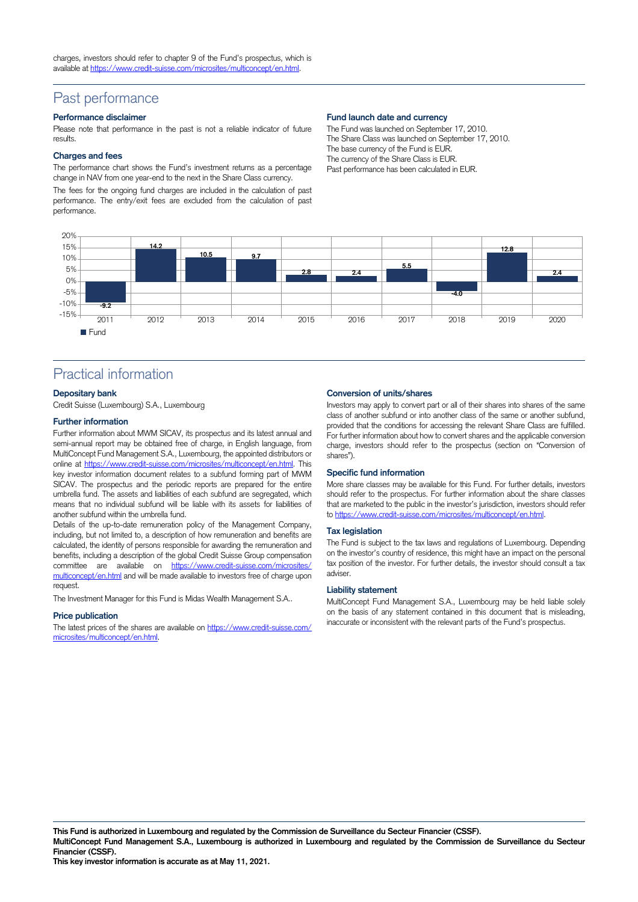charges, investors should refer to chapter 9 of the Fund's prospectus, which is available at https://www.credit-suisse.com/microsites/multiconcept/en.html.

## Past performance

### Performance disclaimer

Please note that performance in the past is not a reliable indicator of future results.

### Charges and fees

The performance chart shows the Fund's investment returns as a percentage change in NAV from one year-end to the next in the Share Class currency.

The fees for the ongoing fund charges are included in the calculation of past performance. The entry/exit fees are excluded from the calculation of past performance.

### Fund launch date and currency

The Fund was launched on September 17, 2010.
The Share Class was launched on September 17, 2010.
The base currency of the Fund is EUR.
The currency of the Share Class is EUR.
Past performance has been calculated in EUR.

20%
15%
10%
5%
0%
-5%
-10%
-15%

-9.2
14.2
10.5
9.7
2.8
2.4
5.5
-4.0
12.8
2.4

2011 2012 2013 2014 2015 2016 2017 2018 2019 2020

Fund

## Practical information

### Depositary bank

Credit Suisse (Luxembourg) S.A., Luxembourg

### Further information

Further information about MWM SICAV, its prospectus and its latest annual and semi-annual report may be obtained free of charge, in English language, from MultiConcept Fund Management S.A., Luxembourg, the appointed distributors or online at https://www.credit-suisse.com/microsites/multiconcept/en.html. This key investor information document relates to a subfund forming part of MWM SICAV. The prospectus and the periodic reports are prepared for the entire umbrella fund. The assets and liabilities of each subfund are segregated, which means that no individual subfund will be liable with its assets for liabilities of another subfund within the umbrella fund.

Details of the up-to-date remuneration policy of the Management Company, including, but not limited to, a description of how remuneration and benefits are calculated, the identity of persons responsible for awarding the remuneration and benefits, including a description of the global Credit Suisse Group compensation committee are available on https://www.credit-suisse.com/microsites/multiconcept/en.html and will be made available to investors free of charge upon request.

The Investment Manager for this Fund is Midas Wealth Management S.A..

### Price publication

The latest prices of the shares are available on https://www.credit-suisse.com/microsites/multiconcept/en.html.

### Conversion of units/shares

Investors may apply to convert part or all of their shares into shares of the same class of another subfund or into another class of the same or another subfund, provided that the conditions for accessing the relevant Share Class are fulfilled. For further information about how to convert shares and the applicable conversion charge, investors should refer to the prospectus (section on "Conversion of shares").

### Specific fund information

More share classes may be available for this Fund. For further details, investors should refer to the prospectus. For further information about the share classes that are marketed to the public in the investor's jurisdiction, investors should refer to https://www.credit-suisse.com/microsites/multiconcept/en.html.

### Tax legislation

The Fund is subject to the tax laws and regulations of Luxembourg. Depending on the investor's country of residence, this might have an impact on the personal tax position of the investor. For further details, the investor should consult a tax adviser.

### Liability statement

MultiConcept Fund Management S.A., Luxembourg may be held liable solely on the basis of any statement contained in this document that is misleading, inaccurate or inconsistent with the relevant parts of the Fund's prospectus.

**This Fund is authorized in Luxembourg and regulated by the Commission de Surveillance du Secteur Financier (CSSF).**
**MultiConcept Fund Management S.A., Luxembourg is authorized in Luxembourg and regulated by the Commission de Surveillance du Secteur Financier (CSSF).**
**This key investor information is accurate as at May 11, 2021.**